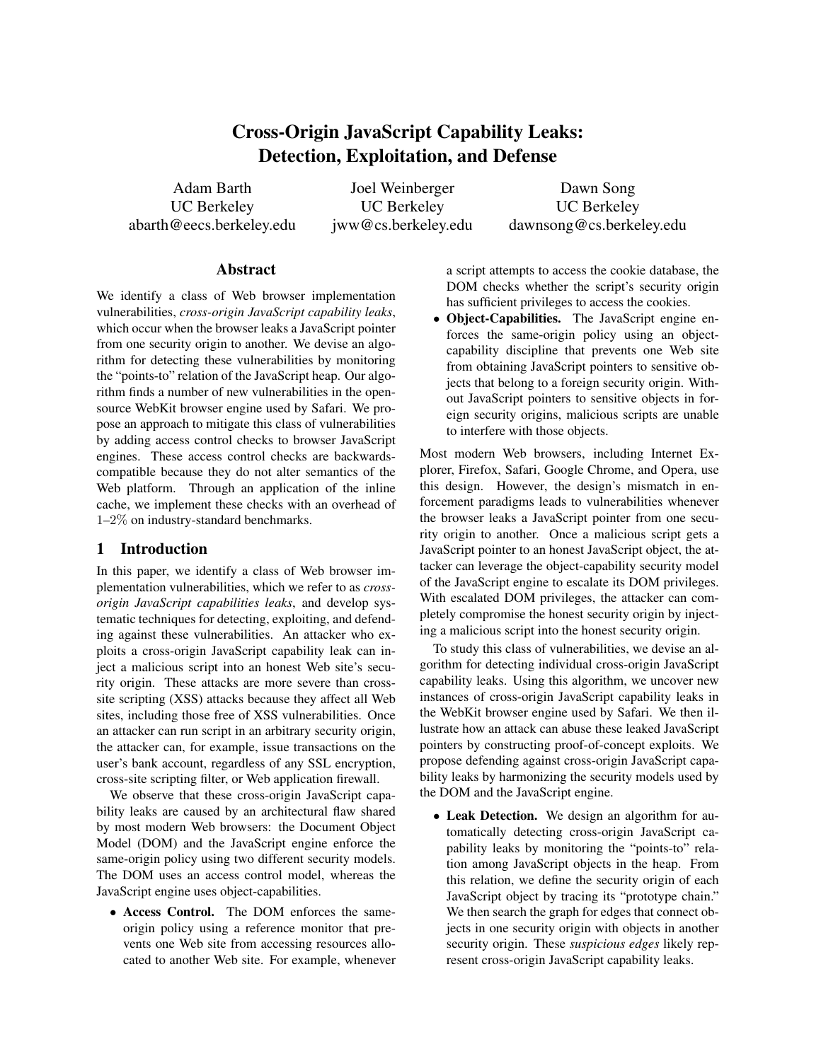# Cross-Origin JavaScript Capability Leaks: Detection, Exploitation, and Defense

Adam Barth
UC Berkeley
abarth@eecs.berkeley.edu

Joel Weinberger
UC Berkeley
jww@cs.berkeley.edu

Dawn Song
UC Berkeley
dawnsong@cs.berkeley.edu

## Abstract

We identify a class of Web browser implementation vulnerabilities, *cross-origin JavaScript capability leaks*, which occur when the browser leaks a JavaScript pointer from one security origin to another. We devise an algorithm for detecting these vulnerabilities by monitoring the "points-to" relation of the JavaScript heap. Our algorithm finds a number of new vulnerabilities in the open-source WebKit browser engine used by Safari. We propose an approach to mitigate this class of vulnerabilities by adding access control checks to browser JavaScript engines. These access control checks are backwards-compatible because they do not alter semantics of the Web platform. Through an application of the inline cache, we implement these checks with an overhead of 1–2% on industry-standard benchmarks.

## 1 Introduction

In this paper, we identify a class of Web browser implementation vulnerabilities, which we refer to as *cross-origin JavaScript capabilities leaks*, and develop systematic techniques for detecting, exploiting, and defending against these vulnerabilities. An attacker who exploits a cross-origin JavaScript capability leak can inject a malicious script into an honest Web site's security origin. These attacks are more severe than cross-site scripting (XSS) attacks because they affect all Web sites, including those free of XSS vulnerabilities. Once an attacker can run script in an arbitrary security origin, the attacker can, for example, issue transactions on the user's bank account, regardless of any SSL encryption, cross-site scripting filter, or Web application firewall.

We observe that these cross-origin JavaScript capability leaks are caused by an architectural flaw shared by most modern Web browsers: the Document Object Model (DOM) and the JavaScript engine enforce the same-origin policy using two different security models. The DOM uses an access control model, whereas the JavaScript engine uses object-capabilities.

- **Access Control.** The DOM enforces the same-origin policy using a reference monitor that prevents one Web site from accessing resources allocated to another Web site. For example, whenever a script attempts to access the cookie database, the DOM checks whether the script's security origin has sufficient privileges to access the cookies.
- **Object-Capabilities.** The JavaScript engine enforces the same-origin policy using an object-capability discipline that prevents one Web site from obtaining JavaScript pointers to sensitive objects that belong to a foreign security origin. Without JavaScript pointers to sensitive objects in foreign security origins, malicious scripts are unable to interfere with those objects.

Most modern Web browsers, including Internet Explorer, Firefox, Safari, Google Chrome, and Opera, use this design. However, the design's mismatch in enforcement paradigms leads to vulnerabilities whenever the browser leaks a JavaScript pointer from one security origin to another. Once a malicious script gets a JavaScript pointer to an honest JavaScript object, the attacker can leverage the object-capability security model of the JavaScript engine to escalate its DOM privileges. With escalated DOM privileges, the attacker can completely compromise the honest security origin by injecting a malicious script into the honest security origin.

To study this class of vulnerabilities, we devise an algorithm for detecting individual cross-origin JavaScript capability leaks. Using this algorithm, we uncover new instances of cross-origin JavaScript capability leaks in the WebKit browser engine used by Safari. We then illustrate how an attack can abuse these leaked JavaScript pointers by constructing proof-of-concept exploits. We propose defending against cross-origin JavaScript capability leaks by harmonizing the security models used by the DOM and the JavaScript engine.

- **Leak Detection.** We design an algorithm for automatically detecting cross-origin JavaScript capability leaks by monitoring the "points-to" relation among JavaScript objects in the heap. From this relation, we define the security origin of each JavaScript object by tracing its "prototype chain." We then search the graph for edges that connect objects in one security origin with objects in another security origin. These *suspicious edges* likely represent cross-origin JavaScript capability leaks.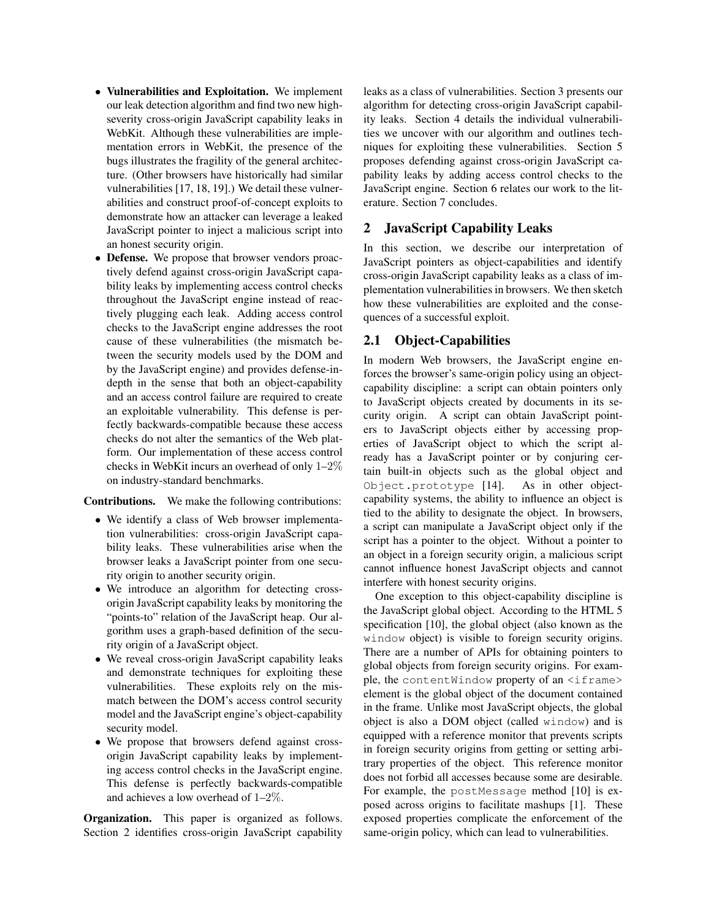- **Vulnerabilities and Exploitation.** We implement our leak detection algorithm and find two new high-severity cross-origin JavaScript capability leaks in WebKit. Although these vulnerabilities are implementation errors in WebKit, the presence of the bugs illustrates the fragility of the general architecture. (Other browsers have historically had similar vulnerabilities [17, 18, 19].) We detail these vulnerabilities and construct proof-of-concept exploits to demonstrate how an attacker can leverage a leaked JavaScript pointer to inject a malicious script into an honest security origin.
- **Defense.** We propose that browser vendors proactively defend against cross-origin JavaScript capability leaks by implementing access control checks throughout the JavaScript engine instead of reactively plugging each leak. Adding access control checks to the JavaScript engine addresses the root cause of these vulnerabilities (the mismatch between the security models used by the DOM and by the JavaScript engine) and provides defense-in-depth in the sense that both an object-capability and an access control failure are required to create an exploitable vulnerability. This defense is perfectly backwards-compatible because these access checks do not alter the semantics of the Web platform. Our implementation of these access control checks in WebKit incurs an overhead of only 1–2% on industry-standard benchmarks.

**Contributions.** We make the following contributions:

- We identify a class of Web browser implementation vulnerabilities: cross-origin JavaScript capability leaks. These vulnerabilities arise when the browser leaks a JavaScript pointer from one security origin to another security origin.
- We introduce an algorithm for detecting cross-origin JavaScript capability leaks by monitoring the "points-to" relation of the JavaScript heap. Our algorithm uses a graph-based definition of the security origin of a JavaScript object.
- We reveal cross-origin JavaScript capability leaks and demonstrate techniques for exploiting these vulnerabilities. These exploits rely on the mismatch between the DOM's access control security model and the JavaScript engine's object-capability security model.
- We propose that browsers defend against cross-origin JavaScript capability leaks by implementing access control checks in the JavaScript engine. This defense is perfectly backwards-compatible and achieves a low overhead of 1–2%.

**Organization.** This paper is organized as follows. Section 2 identifies cross-origin JavaScript capability leaks as a class of vulnerabilities. Section 3 presents our algorithm for detecting cross-origin JavaScript capability leaks. Section 4 details the individual vulnerabilities we uncover with our algorithm and outlines techniques for exploiting these vulnerabilities. Section 5 proposes defending against cross-origin JavaScript capability leaks by adding access control checks to the JavaScript engine. Section 6 relates our work to the literature. Section 7 concludes.

## 2 JavaScript Capability Leaks

In this section, we describe our interpretation of JavaScript pointers as object-capabilities and identify cross-origin JavaScript capability leaks as a class of implementation vulnerabilities in browsers. We then sketch how these vulnerabilities are exploited and the consequences of a successful exploit.

### 2.1 Object-Capabilities

In modern Web browsers, the JavaScript engine enforces the browser's same-origin policy using an object-capability discipline: a script can obtain pointers only to JavaScript objects created by documents in its security origin. A script can obtain JavaScript pointers to JavaScript objects either by accessing properties of JavaScript object to which the script already has a JavaScript pointer or by conjuring certain built-in objects such as the global object and `Object.prototype` [14]. As in other object-capability systems, the ability to influence an object is tied to the ability to designate the object. In browsers, a script can manipulate a JavaScript object only if the script has a pointer to the object. Without a pointer to an object in a foreign security origin, a malicious script cannot influence honest JavaScript objects and cannot interfere with honest security origins.

One exception to this object-capability discipline is the JavaScript global object. According to the HTML 5 specification [10], the global object (also known as the `window` object) is visible to foreign security origins. There are a number of APIs for obtaining pointers to global objects from foreign security origins. For example, the `contentWindow` property of an `<iframe>` element is the global object of the document contained in the frame. Unlike most JavaScript objects, the global object is also a DOM object (called `window`) and is equipped with a reference monitor that prevents scripts in foreign security origins from getting or setting arbitrary properties of the object. This reference monitor does not forbid all accesses because some are desirable. For example, the `postMessage` method [10] is exposed across origins to facilitate mashups [1]. These exposed properties complicate the enforcement of the same-origin policy, which can lead to vulnerabilities.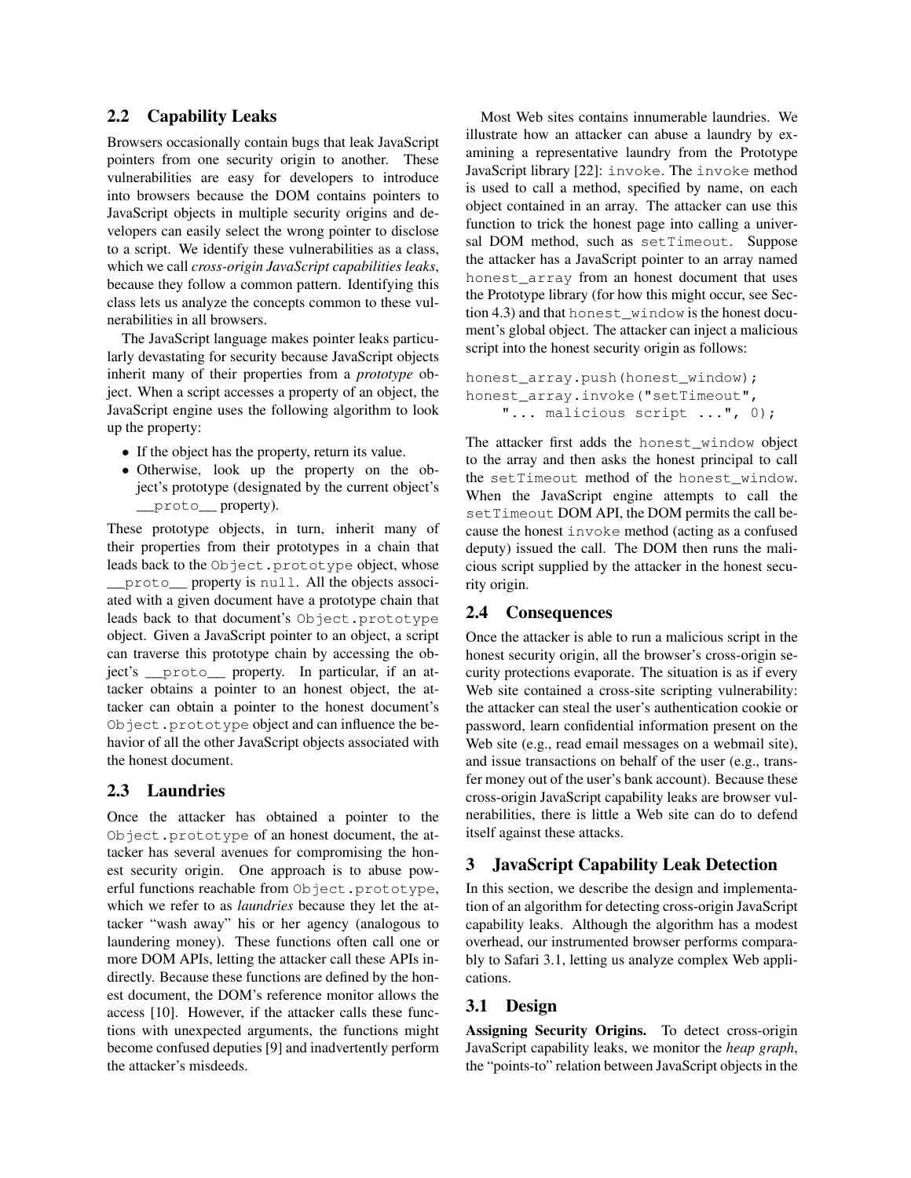## 2.2 Capability Leaks

Browsers occasionally contain bugs that leak JavaScript pointers from one security origin to another. These vulnerabilities are easy for developers to introduce into browsers because the DOM contains pointers to JavaScript objects in multiple security origins and developers can easily select the wrong pointer to disclose to a script. We identify these vulnerabilities as a class, which we call *cross-origin JavaScript capabilities leaks*, because they follow a common pattern. Identifying this class lets us analyze the concepts common to these vulnerabilities in all browsers.

The JavaScript language makes pointer leaks particularly devastating for security because JavaScript objects inherit many of their properties from a *prototype* object. When a script accesses a property of an object, the JavaScript engine uses the following algorithm to look up the property:

- If the object has the property, return its value.
- Otherwise, look up the property on the object's prototype (designated by the current object's `__proto__` property).

These prototype objects, in turn, inherit many of their properties from their prototypes in a chain that leads back to the `Object.prototype` object, whose `__proto__` property is `null`. All the objects associated with a given document have a prototype chain that leads back to that document's `Object.prototype` object. Given a JavaScript pointer to an object, a script can traverse this prototype chain by accessing the object's `__proto__` property. In particular, if an attacker obtains a pointer to an honest object, the attacker can obtain a pointer to the honest document's `Object.prototype` object and can influence the behavior of all the other JavaScript objects associated with the honest document.

## 2.3 Laundries

Once the attacker has obtained a pointer to the `Object.prototype` of an honest document, the attacker has several avenues for compromising the honest security origin. One approach is to abuse powerful functions reachable from `Object.prototype`, which we refer to as *laundries* because they let the attacker "wash away" his or her agency (analogous to laundering money). These functions often call one or more DOM APIs, letting the attacker call these APIs indirectly. Because these functions are defined by the honest document, the DOM's reference monitor allows the access [10]. However, if the attacker calls these functions with unexpected arguments, the functions might become confused deputies [9] and inadvertently perform the attacker's misdeeds.

Most Web sites contains innumerable laundries. We illustrate how an attacker can abuse a laundry by examining a representative laundry from the Prototype JavaScript library [22]: `invoke`. The `invoke` method is used to call a method, specified by name, on each object contained in an array. The attacker can use this function to trick the honest page into calling a universal DOM method, such as `setTimeout`. Suppose the attacker has a JavaScript pointer to an array named `honest_array` from an honest document that uses the Prototype library (for how this might occur, see Section 4.3) and that `honest_window` is the honest document's global object. The attacker can inject a malicious script into the honest security origin as follows:

```
honest_array.push(honest_window);
honest_array.invoke("setTimeout",
    "... malicious script ...", 0);
```

The attacker first adds the `honest_window` object to the array and then asks the honest principal to call the `setTimeout` method of the `honest_window`. When the JavaScript engine attempts to call the `setTimeout` DOM API, the DOM permits the call because the honest `invoke` method (acting as a confused deputy) issued the call. The DOM then runs the malicious script supplied by the attacker in the honest security origin.

## 2.4 Consequences

Once the attacker is able to run a malicious script in the honest security origin, all the browser's cross-origin security protections evaporate. The situation is as if every Web site contained a cross-site scripting vulnerability: the attacker can steal the user's authentication cookie or password, learn confidential information present on the Web site (e.g., read email messages on a webmail site), and issue transactions on behalf of the user (e.g., transfer money out of the user's bank account). Because these cross-origin JavaScript capability leaks are browser vulnerabilities, there is little a Web site can do to defend itself against these attacks.

# 3 JavaScript Capability Leak Detection

In this section, we describe the design and implementation of an algorithm for detecting cross-origin JavaScript capability leaks. Although the algorithm has a modest overhead, our instrumented browser performs comparably to Safari 3.1, letting us analyze complex Web applications.

## 3.1 Design

**Assigning Security Origins.** To detect cross-origin JavaScript capability leaks, we monitor the *heap graph*, the "points-to" relation between JavaScript objects in the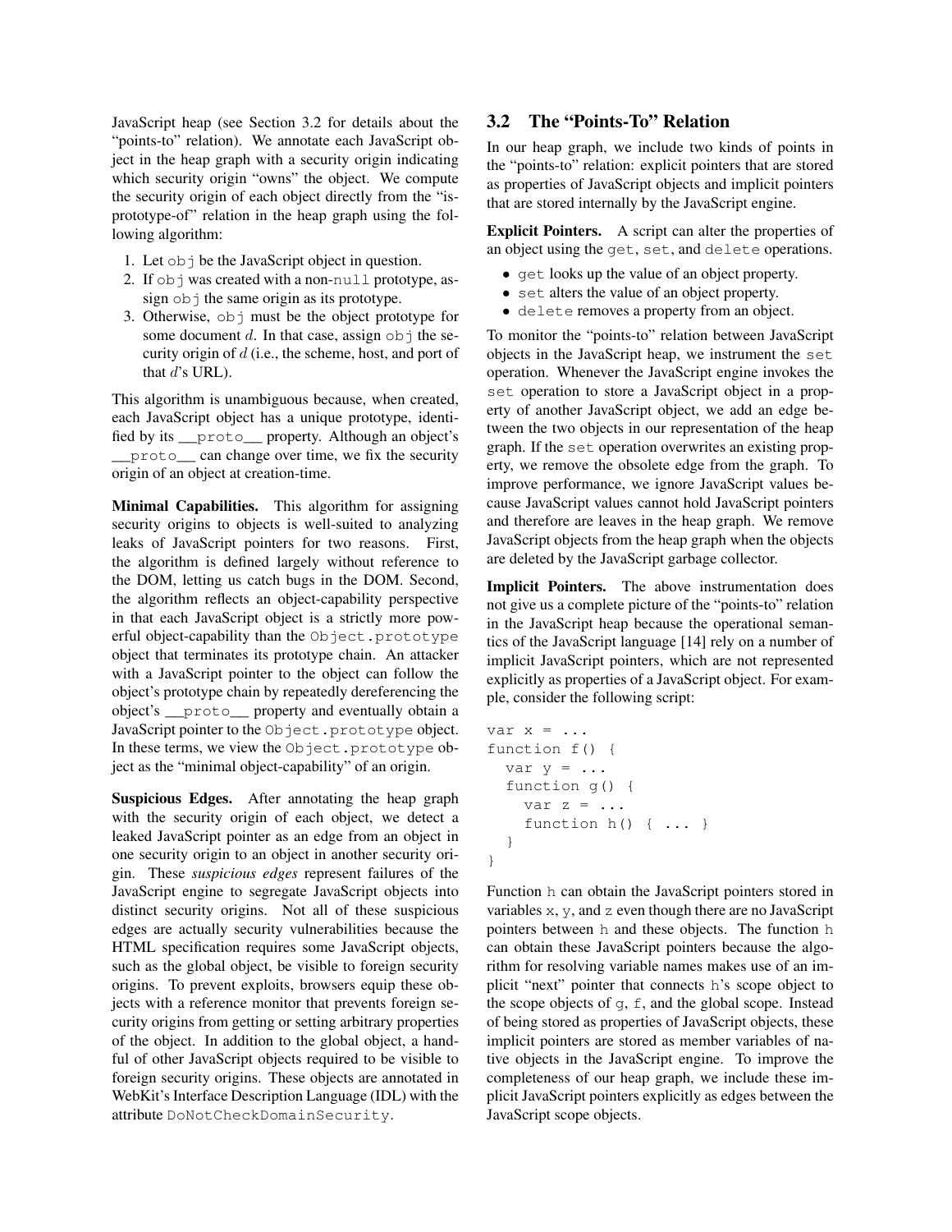JavaScript heap (see Section 3.2 for details about the "points-to" relation). We annotate each JavaScript object in the heap graph with a security origin indicating which security origin "owns" the object. We compute the security origin of each object directly from the "is-prototype-of" relation in the heap graph using the following algorithm:

1. Let `obj` be the JavaScript object in question.
2. If `obj` was created with a non-`null` prototype, assign `obj` the same origin as its prototype.
3. Otherwise, `obj` must be the object prototype for some document $d$. In that case, assign `obj` the security origin of $d$ (i.e., the scheme, host, and port of that $d$'s URL).

This algorithm is unambiguous because, when created, each JavaScript object has a unique prototype, identified by its `__proto__` property. Although an object's `__proto__` can change over time, we fix the security origin of an object at creation-time.

**Minimal Capabilities.** This algorithm for assigning security origins to objects is well-suited to analyzing leaks of JavaScript pointers for two reasons. First, the algorithm is defined largely without reference to the DOM, letting us catch bugs in the DOM. Second, the algorithm reflects an object-capability perspective in that each JavaScript object is a strictly more powerful object-capability than the `Object.prototype` object that terminates its prototype chain. An attacker with a JavaScript pointer to the object can follow the object's prototype chain by repeatedly dereferencing the object's `__proto__` property and eventually obtain a JavaScript pointer to the `Object.prototype` object. In these terms, we view the `Object.prototype` object as the "minimal object-capability" of an origin.

**Suspicious Edges.** After annotating the heap graph with the security origin of each object, we detect a leaked JavaScript pointer as an edge from an object in one security origin to an object in another security origin. These *suspicious edges* represent failures of the JavaScript engine to segregate JavaScript objects into distinct security origins. Not all of these suspicious edges are actually security vulnerabilities because the HTML specification requires some JavaScript objects, such as the global object, be visible to foreign security origins. To prevent exploits, browsers equip these objects with a reference monitor that prevents foreign security origins from getting or setting arbitrary properties of the object. In addition to the global object, a handful of other JavaScript objects required to be visible to foreign security origins. These objects are annotated in WebKit's Interface Description Language (IDL) with the attribute `DoNotCheckDomainSecurity`.

## 3.2 The "Points-To" Relation

In our heap graph, we include two kinds of points in the "points-to" relation: explicit pointers that are stored as properties of JavaScript objects and implicit pointers that are stored internally by the JavaScript engine.

**Explicit Pointers.** A script can alter the properties of an object using the `get`, `set`, and `delete` operations.

- `get` looks up the value of an object property.
- `set` alters the value of an object property.
- `delete` removes a property from an object.

To monitor the "points-to" relation between JavaScript objects in the JavaScript heap, we instrument the `set` operation. Whenever the JavaScript engine invokes the `set` operation to store a JavaScript object in a property of another JavaScript object, we add an edge between the two objects in our representation of the heap graph. If the `set` operation overwrites an existing property, we remove the obsolete edge from the graph. To improve performance, we ignore JavaScript values because JavaScript values cannot hold JavaScript pointers and therefore are leaves in the heap graph. We remove JavaScript objects from the heap graph when the objects are deleted by the JavaScript garbage collector.

**Implicit Pointers.** The above instrumentation does not give us a complete picture of the "points-to" relation in the JavaScript heap because the operational semantics of the JavaScript language [14] rely on a number of implicit JavaScript pointers, which are not represented explicitly as properties of a JavaScript object. For example, consider the following script:

```
var x = ...
function f() {
  var y = ...
  function g() {
    var z = ...
    function h() { ... }
  }
}
```

Function `h` can obtain the JavaScript pointers stored in variables `x`, `y`, and `z` even though there are no JavaScript pointers between `h` and these objects. The function `h` can obtain these JavaScript pointers because the algorithm for resolving variable names makes use of an implicit "next" pointer that connects `h`'s scope object to the scope objects of `g`, `f`, and the global scope. Instead of being stored as properties of JavaScript objects, these implicit pointers are stored as member variables of native objects in the JavaScript engine. To improve the completeness of our heap graph, we include these implicit JavaScript pointers explicitly as edges between the JavaScript scope objects.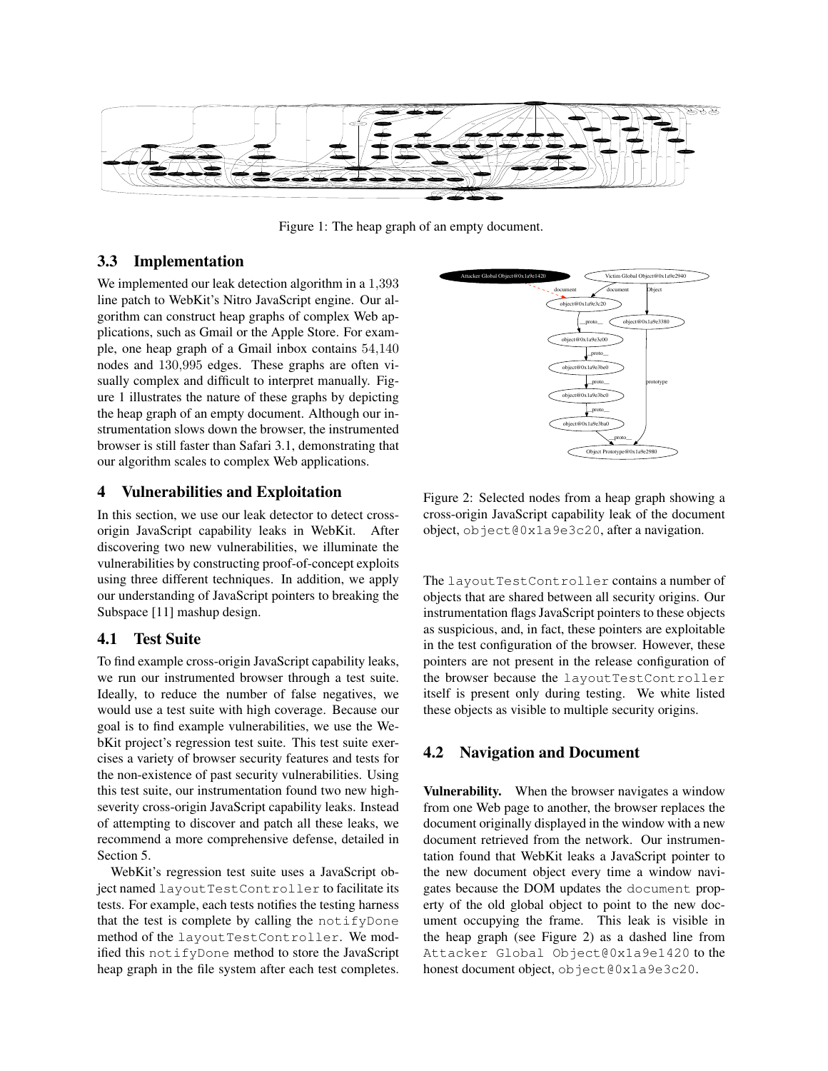Figure 1: The heap graph of an empty document.

### 3.3 Implementation

We implemented our leak detection algorithm in a 1,393 line patch to WebKit's Nitro JavaScript engine. Our algorithm can construct heap graphs of complex Web applications, such as Gmail or the Apple Store. For example, one heap graph of a Gmail inbox contains 54,140 nodes and 130,995 edges. These graphs are often visually complex and difficult to interpret manually. Figure 1 illustrates the nature of these graphs by depicting the heap graph of an empty document. Although our instrumentation slows down the browser, the instrumented browser is still faster than Safari 3.1, demonstrating that our algorithm scales to complex Web applications.

## 4 Vulnerabilities and Exploitation

In this section, we use our leak detector to detect cross-origin JavaScript capability leaks in WebKit. After discovering two new vulnerabilities, we illuminate the vulnerabilities by constructing proof-of-concept exploits using three different techniques. In addition, we apply our understanding of JavaScript pointers to breaking the Subspace [11] mashup design.

### 4.1 Test Suite

To find example cross-origin JavaScript capability leaks, we run our instrumented browser through a test suite. Ideally, to reduce the number of false negatives, we would use a test suite with high coverage. Because our goal is to find example vulnerabilities, we use the WebKit project's regression test suite. This test suite exercises a variety of browser security features and tests for the non-existence of past security vulnerabilities. Using this test suite, our instrumentation found two new high-severity cross-origin JavaScript capability leaks. Instead of attempting to discover and patch all these leaks, we recommend a more comprehensive defense, detailed in Section 5.

WebKit's regression test suite uses a JavaScript object named `layoutTestController` to facilitate its tests. For example, each tests notifies the testing harness that the test is complete by calling the `notifyDone` method of the `layoutTestController`. We modified this `notifyDone` method to store the JavaScript heap graph in the file system after each test completes.

Figure 2: Selected nodes from a heap graph showing a cross-origin JavaScript capability leak of the document object, `object@0x1a9e3c20`, after a navigation.

The `layoutTestController` contains a number of objects that are shared between all security origins. Our instrumentation flags JavaScript pointers to these objects as suspicious, and, in fact, these pointers are exploitable in the test configuration of the browser. However, these pointers are not present in the release configuration of the browser because the `layoutTestController` itself is present only during testing. We white listed these objects as visible to multiple security origins.

### 4.2 Navigation and Document

**Vulnerability.** When the browser navigates a window from one Web page to another, the browser replaces the document originally displayed in the window with a new document retrieved from the network. Our instrumentation found that WebKit leaks a JavaScript pointer to the new document object every time a window navigates because the DOM updates the `document` property of the old global object to point to the new document occupying the frame. This leak is visible in the heap graph (see Figure 2) as a dashed line from `Attacker Global Object@0x1a9e1420` to the honest document object, `object@0x1a9e3c20`.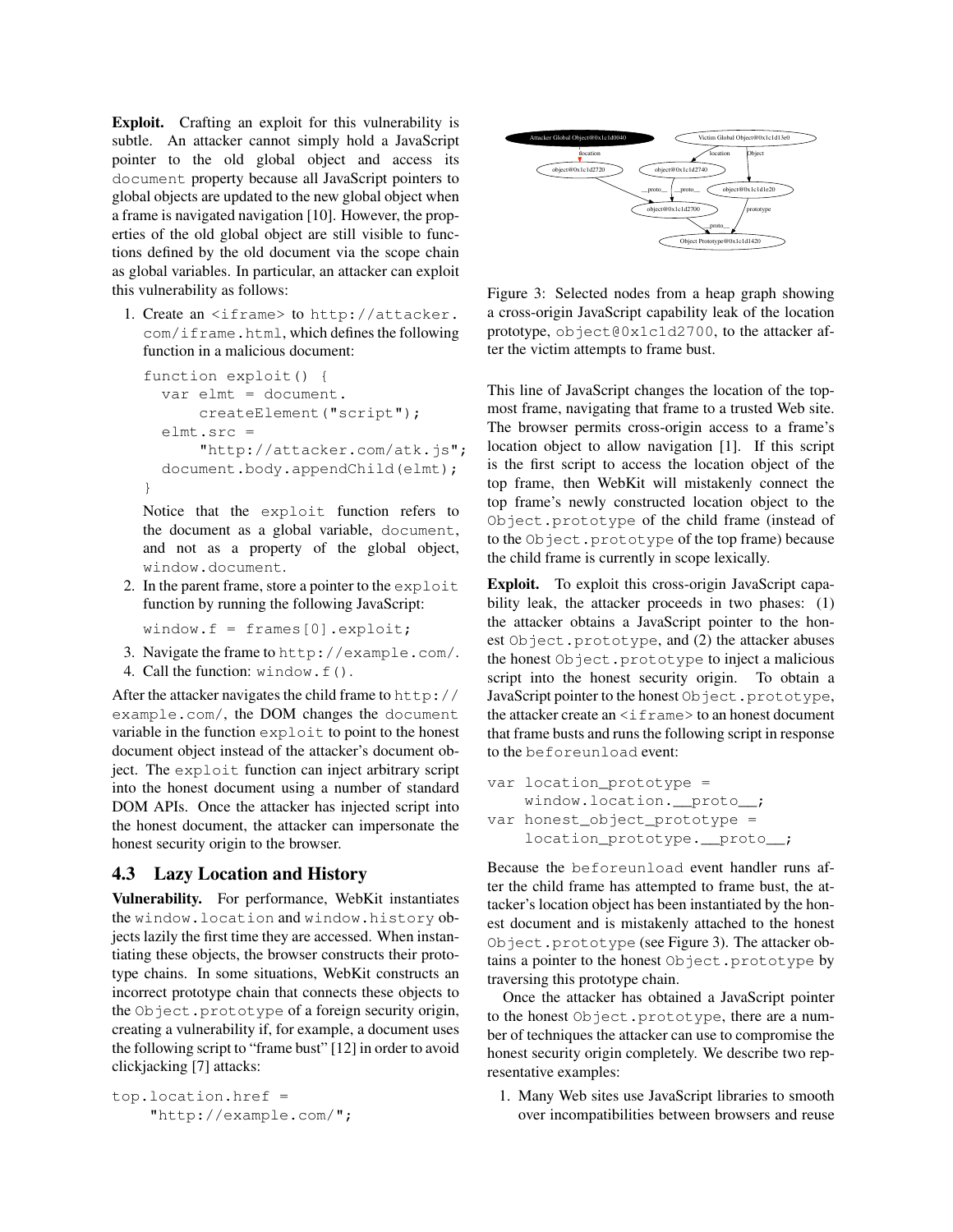**Exploit.** Crafting an exploit for this vulnerability is subtle. An attacker cannot simply hold a JavaScript pointer to the old global object and access its `document` property because all JavaScript pointers to global objects are updated to the new global object when a frame is navigated navigation [10]. However, the properties of the old global object are still visible to functions defined by the old document via the scope chain as global variables. In particular, an attacker can exploit this vulnerability as follows:

1. Create an `<iframe>` to `http://attacker.com/iframe.html`, which defines the following function in a malicious document:

```
function exploit() {
  var elmt = document.
      createElement("script");
  elmt.src =
      "http://attacker.com/atk.js";
  document.body.appendChild(elmt);
}
```

   Notice that the `exploit` function refers to the document as a global variable, `document`, and not as a property of the global object, `window.document`.

2. In the parent frame, store a pointer to the `exploit` function by running the following JavaScript:

```
window.f = frames[0].exploit;
```

3. Navigate the frame to `http://example.com/`.
4. Call the function: `window.f()`.

After the attacker navigates the child frame to `http://example.com/`, the DOM changes the `document` variable in the function `exploit` to point to the honest document object instead of the attacker's document object. The `exploit` function can inject arbitrary script into the honest document using a number of standard DOM APIs. Once the attacker has injected script into the honest document, the attacker can impersonate the honest security origin to the browser.

## 4.3 Lazy Location and History

**Vulnerability.** For performance, WebKit instantiates the `window.location` and `window.history` objects lazily the first time they are accessed. When instantiating these objects, the browser constructs their prototype chains. In some situations, WebKit constructs an incorrect prototype chain that connects these objects to the `Object.prototype` of a foreign security origin, creating a vulnerability if, for example, a document uses the following script to "frame bust" [12] in order to avoid clickjacking [7] attacks:

```
top.location.href =
    "http://example.com/";
```

Figure 3: Selected nodes from a heap graph showing a cross-origin JavaScript capability leak of the location prototype, `object@0x1c1d2700`, to the attacker after the victim attempts to frame bust.

This line of JavaScript changes the location of the topmost frame, navigating that frame to a trusted Web site. The browser permits cross-origin access to a frame's location object to allow navigation [1]. If this script is the first script to access the location object of the top frame, then WebKit will mistakenly connect the top frame's newly constructed location object to the `Object.prototype` of the child frame (instead of to the `Object.prototype` of the top frame) because the child frame is currently in scope lexically.

**Exploit.** To exploit this cross-origin JavaScript capability leak, the attacker proceeds in two phases: (1) the attacker obtains a JavaScript pointer to the honest `Object.prototype`, and (2) the attacker abuses the honest `Object.prototype` to inject a malicious script into the honest security origin. To obtain a JavaScript pointer to the honest `Object.prototype`, the attacker create an `<iframe>` to an honest document that frame busts and runs the following script in response to the `beforeunload` event:

```
var location_prototype =
    window.location.__proto__;
var honest_object_prototype =
    location_prototype.__proto__;
```

Because the `beforeunload` event handler runs after the child frame has attempted to frame bust, the attacker's location object has been instantiated by the honest document and is mistakenly attached to the honest `Object.prototype` (see Figure 3). The attacker obtains a pointer to the honest `Object.prototype` by traversing this prototype chain.

Once the attacker has obtained a JavaScript pointer to the honest `Object.prototype`, there are a number of techniques the attacker can use to compromise the honest security origin completely. We describe two representative examples:

1. Many Web sites use JavaScript libraries to smooth over incompatibilities between browsers and reuse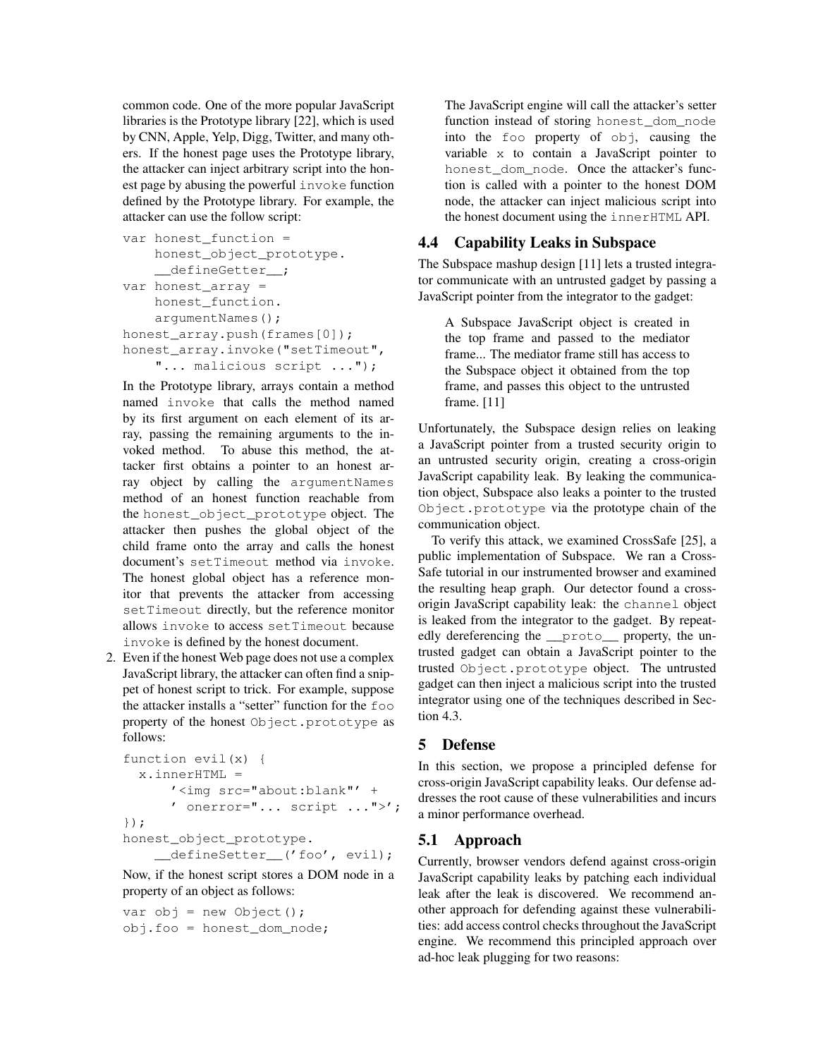common code. One of the more popular JavaScript libraries is the Prototype library [22], which is used by CNN, Apple, Yelp, Digg, Twitter, and many others. If the honest page uses the Prototype library, the attacker can inject arbitrary script into the honest page by abusing the powerful `invoke` function defined by the Prototype library. For example, the attacker can use the follow script:

```
var honest_function =
    honest_object_prototype.
    __defineGetter__;
var honest_array =
    honest_function.
    argumentNames();
honest_array.push(frames[0]);
honest_array.invoke("setTimeout",
    "... malicious script ...");
```

In the Prototype library, arrays contain a method named `invoke` that calls the method named by its first argument on each element of its array, passing the remaining arguments to the invoked method. To abuse this method, the attacker first obtains a pointer to an honest array object by calling the `argumentNames` method of an honest function reachable from the `honest_object_prototype` object. The attacker then pushes the global object of the child frame onto the array and calls the honest document's `setTimeout` method via `invoke`. The honest global object has a reference monitor that prevents the attacker from accessing `setTimeout` directly, but the reference monitor allows `invoke` to access `setTimeout` because `invoke` is defined by the honest document.

2. Even if the honest Web page does not use a complex JavaScript library, the attacker can often find a snippet of honest script to trick. For example, suppose the attacker installs a "setter" function for the `foo` property of the honest `Object.prototype` as follows:

```
function evil(x) {
  x.innerHTML =
      '<img src="about:blank"' +
      ' onerror="... script ...">';
});
honest_object_prototype.
    __defineSetter__('foo', evil);
```

Now, if the honest script stores a DOM node in a property of an object as follows:

```
var obj = new Object();
obj.foo = honest_dom_node;
```

The JavaScript engine will call the attacker's setter function instead of storing `honest_dom_node` into the `foo` property of `obj`, causing the variable `x` to contain a JavaScript pointer to `honest_dom_node`. Once the attacker's function is called with a pointer to the honest DOM node, the attacker can inject malicious script into the honest document using the `innerHTML` API.

## 4.4 Capability Leaks in Subspace

The Subspace mashup design [11] lets a trusted integrator communicate with an untrusted gadget by passing a JavaScript pointer from the integrator to the gadget:

> A Subspace JavaScript object is created in the top frame and passed to the mediator frame... The mediator frame still has access to the Subspace object it obtained from the top frame, and passes this object to the untrusted frame. [11]

Unfortunately, the Subspace design relies on leaking a JavaScript pointer from a trusted security origin to an untrusted security origin, creating a cross-origin JavaScript capability leak. By leaking the communication object, Subspace also leaks a pointer to the trusted `Object.prototype` via the prototype chain of the communication object.

To verify this attack, we examined CrossSafe [25], a public implementation of Subspace. We ran a CrossSafe tutorial in our instrumented browser and examined the resulting heap graph. Our detector found a cross-origin JavaScript capability leak: the `channel` object is leaked from the integrator to the gadget. By repeatedly dereferencing the `__proto__` property, the untrusted gadget can obtain a JavaScript pointer to the trusted `Object.prototype` object. The untrusted gadget can then inject a malicious script into the trusted integrator using one of the techniques described in Section 4.3.

# 5 Defense

In this section, we propose a principled defense for cross-origin JavaScript capability leaks. Our defense addresses the root cause of these vulnerabilities and incurs a minor performance overhead.

## 5.1 Approach

Currently, browser vendors defend against cross-origin JavaScript capability leaks by patching each individual leak after the leak is discovered. We recommend another approach for defending against these vulnerabilities: add access control checks throughout the JavaScript engine. We recommend this principled approach over ad-hoc leak plugging for two reasons: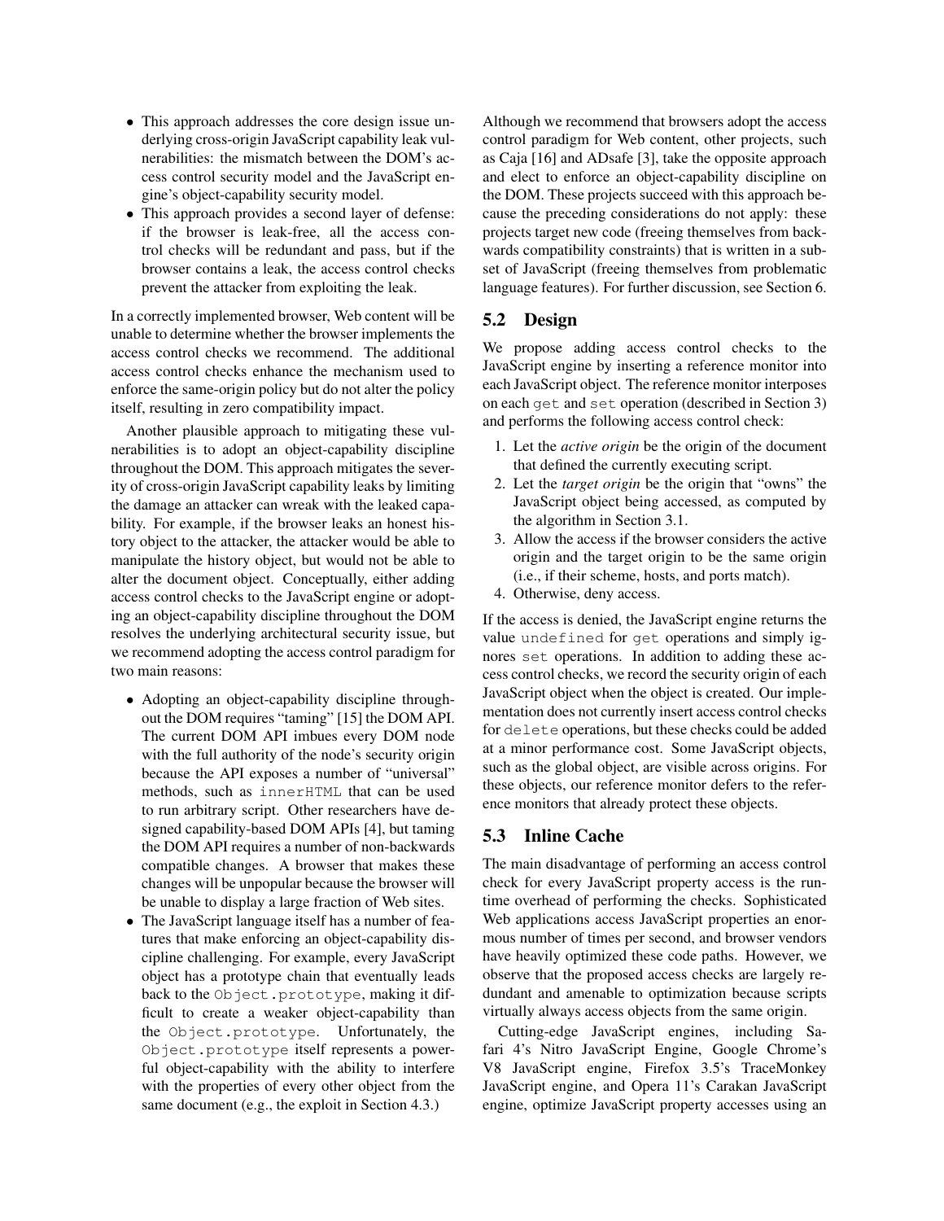- This approach addresses the core design issue underlying cross-origin JavaScript capability leak vulnerabilities: the mismatch between the DOM's access control security model and the JavaScript engine's object-capability security model.
- This approach provides a second layer of defense: if the browser is leak-free, all the access control checks will be redundant and pass, but if the browser contains a leak, the access control checks prevent the attacker from exploiting the leak.

In a correctly implemented browser, Web content will be unable to determine whether the browser implements the access control checks we recommend. The additional access control checks enhance the mechanism used to enforce the same-origin policy but do not alter the policy itself, resulting in zero compatibility impact.

Another plausible approach to mitigating these vulnerabilities is to adopt an object-capability discipline throughout the DOM. This approach mitigates the severity of cross-origin JavaScript capability leaks by limiting the damage an attacker can wreak with the leaked capability. For example, if the browser leaks an honest history object to the attacker, the attacker would be able to manipulate the history object, but would not be able to alter the document object. Conceptually, either adding access control checks to the JavaScript engine or adopting an object-capability discipline throughout the DOM resolves the underlying architectural security issue, but we recommend adopting the access control paradigm for two main reasons:

- Adopting an object-capability discipline throughout the DOM requires "taming" [15] the DOM API. The current DOM API imbues every DOM node with the full authority of the node's security origin because the API exposes a number of "universal" methods, such as `innerHTML` that can be used to run arbitrary script. Other researchers have designed capability-based DOM APIs [4], but taming the DOM API requires a number of non-backwards compatible changes. A browser that makes these changes will be unpopular because the browser will be unable to display a large fraction of Web sites.
- The JavaScript language itself has a number of features that make enforcing an object-capability discipline challenging. For example, every JavaScript object has a prototype chain that eventually leads back to the `Object.prototype`, making it difficult to create a weaker object-capability than the `Object.prototype`. Unfortunately, the `Object.prototype` itself represents a powerful object-capability with the ability to interfere with the properties of every other object from the same document (e.g., the exploit in Section 4.3.)

Although we recommend that browsers adopt the access control paradigm for Web content, other projects, such as Caja [16] and ADsafe [3], take the opposite approach and elect to enforce an object-capability discipline on the DOM. These projects succeed with this approach because the preceding considerations do not apply: these projects target new code (freeing themselves from backwards compatibility constraints) that is written in a subset of JavaScript (freeing themselves from problematic language features). For further discussion, see Section 6.

## 5.2 Design

We propose adding access control checks to the JavaScript engine by inserting a reference monitor into each JavaScript object. The reference monitor interposes on each `get` and `set` operation (described in Section 3) and performs the following access control check:

1. Let the *active origin* be the origin of the document that defined the currently executing script.
2. Let the *target origin* be the origin that "owns" the JavaScript object being accessed, as computed by the algorithm in Section 3.1.
3. Allow the access if the browser considers the active origin and the target origin to be the same origin (i.e., if their scheme, hosts, and ports match).
4. Otherwise, deny access.

If the access is denied, the JavaScript engine returns the value `undefined` for `get` operations and simply ignores `set` operations. In addition to adding these access control checks, we record the security origin of each JavaScript object when the object is created. Our implementation does not currently insert access control checks for `delete` operations, but these checks could be added at a minor performance cost. Some JavaScript objects, such as the global object, are visible across origins. For these objects, our reference monitor defers to the reference monitors that already protect these objects.

## 5.3 Inline Cache

The main disadvantage of performing an access control check for every JavaScript property access is the runtime overhead of performing the checks. Sophisticated Web applications access JavaScript properties an enormous number of times per second, and browser vendors have heavily optimized these code paths. However, we observe that the proposed access checks are largely redundant and amenable to optimization because scripts virtually always access objects from the same origin.

Cutting-edge JavaScript engines, including Safari 4's Nitro JavaScript Engine, Google Chrome's V8 JavaScript engine, Firefox 3.5's TraceMonkey JavaScript engine, and Opera 11's Carakan JavaScript engine, optimize JavaScript property accesses using an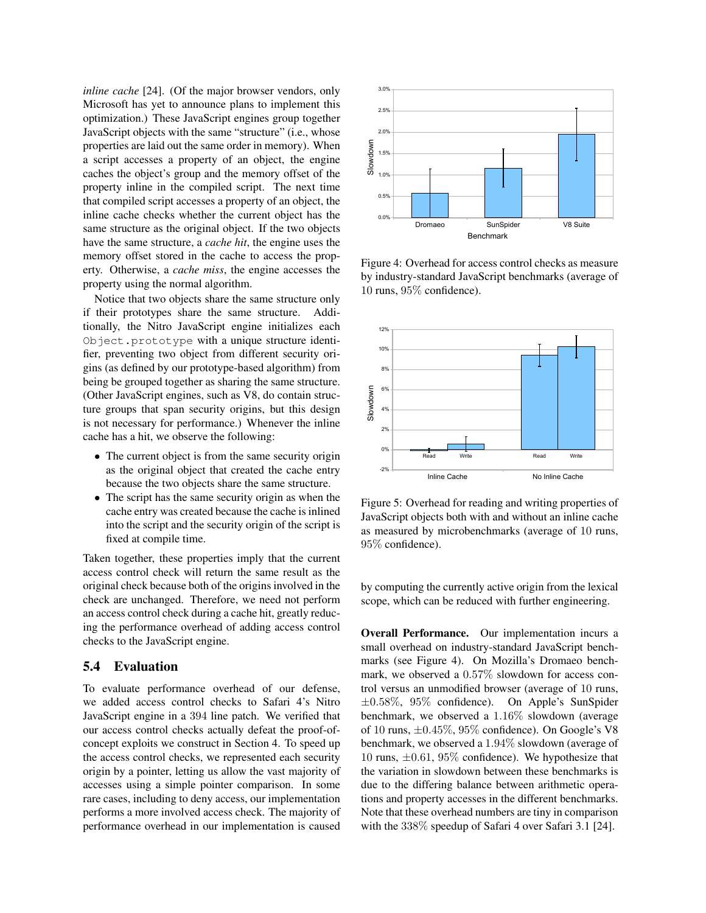*inline cache* [24]. (Of the major browser vendors, only Microsoft has yet to announce plans to implement this optimization.) These JavaScript engines group together JavaScript objects with the same "structure" (i.e., whose properties are laid out the same order in memory). When a script accesses a property of an object, the engine caches the object's group and the memory offset of the property inline in the compiled script. The next time that compiled script accesses a property of an object, the inline cache checks whether the current object has the same structure as the original object. If the two objects have the same structure, a *cache hit*, the engine uses the memory offset stored in the cache to access the property. Otherwise, a *cache miss*, the engine accesses the property using the normal algorithm.

Notice that two objects share the same structure only if their prototypes share the same structure. Additionally, the Nitro JavaScript engine initializes each `Object.prototype` with a unique structure identifier, preventing two object from different security origins (as defined by our prototype-based algorithm) from being be grouped together as sharing the same structure. (Other JavaScript engines, such as V8, do contain structure groups that span security origins, but this design is not necessary for performance.) Whenever the inline cache has a hit, we observe the following:

- The current object is from the same security origin as the original object that created the cache entry because the two objects share the same structure.
- The script has the same security origin as when the cache entry was created because the cache is inlined into the script and the security origin of the script is fixed at compile time.

Taken together, these properties imply that the current access control check will return the same result as the original check because both of the origins involved in the check are unchanged. Therefore, we need not perform an access control check during a cache hit, greatly reducing the performance overhead of adding access control checks to the JavaScript engine.

## 5.4 Evaluation

To evaluate performance overhead of our defense, we added access control checks to Safari 4's Nitro JavaScript engine in a 394 line patch. We verified that our access control checks actually defeat the proof-of-concept exploits we construct in Section 4. To speed up the access control checks, we represented each security origin by a pointer, letting us allow the vast majority of accesses using a simple pointer comparison. In some rare cases, including to deny access, our implementation performs a more involved access check. The majority of performance overhead in our implementation is caused by computing the currently active origin from the lexical scope, which can be reduced with further engineering.

Figure 4: Overhead for access control checks as measure by industry-standard JavaScript benchmarks (average of 10 runs, 95% confidence).

Figure 5: Overhead for reading and writing properties of JavaScript objects both with and without an inline cache as measured by microbenchmarks (average of 10 runs, 95% confidence).

**Overall Performance.** Our implementation incurs a small overhead on industry-standard JavaScript benchmarks (see Figure 4). On Mozilla's Dromaeo benchmark, we observed a 0.57% slowdown for access control versus an unmodified browser (average of 10 runs, ±0.58%, 95% confidence). On Apple's SunSpider benchmark, we observed a 1.16% slowdown (average of 10 runs, ±0.45%, 95% confidence). On Google's V8 benchmark, we observed a 1.94% slowdown (average of 10 runs, ±0.61, 95% confidence). We hypothesize that the variation in slowdown between these benchmarks is due to the differing balance between arithmetic operations and property accesses in the different benchmarks. Note that these overhead numbers are tiny in comparison with the 338% speedup of Safari 4 over Safari 3.1 [24].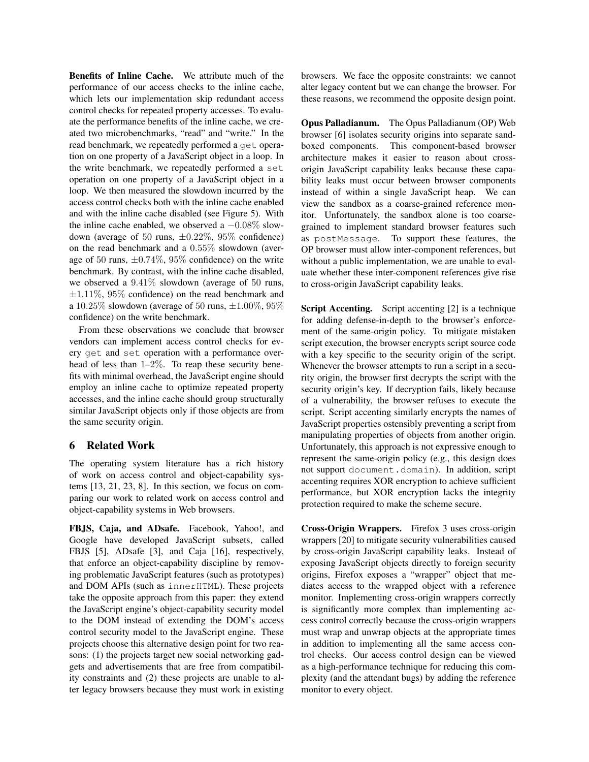**Benefits of Inline Cache.** We attribute much of the performance of our access checks to the inline cache, which lets our implementation skip redundant access control checks for repeated property accesses. To evaluate the performance benefits of the inline cache, we created two microbenchmarks, "read" and "write." In the read benchmark, we repeatedly performed a `get` operation on one property of a JavaScript object in a loop. In the write benchmark, we repeatedly performed a `set` operation on one property of a JavaScript object in a loop. We then measured the slowdown incurred by the access control checks both with the inline cache enabled and with the inline cache disabled (see Figure 5). With the inline cache enabled, we observed a $-0.08\%$ slowdown (average of 50 runs, $\pm 0.22\%$, $95\%$ confidence) on the read benchmark and a $0.55\%$ slowdown (average of 50 runs, $\pm 0.74\%$, $95\%$ confidence) on the write benchmark. By contrast, with the inline cache disabled, we observed a $9.41\%$ slowdown (average of 50 runs, $\pm 1.11\%$, $95\%$ confidence) on the read benchmark and a $10.25\%$ slowdown (average of 50 runs, $\pm 1.00\%$, $95\%$ confidence) on the write benchmark.

From these observations we conclude that browser vendors can implement access control checks for every `get` and `set` operation with a performance overhead of less than 1–2%. To reap these security benefits with minimal overhead, the JavaScript engine should employ an inline cache to optimize repeated property accesses, and the inline cache should group structurally similar JavaScript objects only if those objects are from the same security origin.

## 6 Related Work

The operating system literature has a rich history of work on access control and object-capability systems [13, 21, 23, 8]. In this section, we focus on comparing our work to related work on access control and object-capability systems in Web browsers.

**FBJS, Caja, and ADsafe.** Facebook, Yahoo!, and Google have developed JavaScript subsets, called FBJS [5], ADsafe [3], and Caja [16], respectively, that enforce an object-capability discipline by removing problematic JavaScript features (such as prototypes) and DOM APIs (such as `innerHTML`). These projects take the opposite approach from this paper: they extend the JavaScript engine's object-capability security model to the DOM instead of extending the DOM's access control security model to the JavaScript engine. These projects choose this alternative design point for two reasons: (1) the projects target new social networking gadgets and advertisements that are free from compatibility constraints and (2) these projects are unable to alter legacy browsers because they must work in existing browsers. We face the opposite constraints: we cannot alter legacy content but we can change the browser. For these reasons, we recommend the opposite design point.

**Opus Palladianum.** The Opus Palladianum (OP) Web browser [6] isolates security origins into separate sandboxed components. This component-based browser architecture makes it easier to reason about cross-origin JavaScript capability leaks because these capability leaks must occur between browser components instead of within a single JavaScript heap. We can view the sandbox as a coarse-grained reference monitor. Unfortunately, the sandbox alone is too coarse-grained to implement standard browser features such as `postMessage`. To support these features, the OP browser must allow inter-component references, but without a public implementation, we are unable to evaluate whether these inter-component references give rise to cross-origin JavaScript capability leaks.

**Script Accenting.** Script accenting [2] is a technique for adding defense-in-depth to the browser's enforcement of the same-origin policy. To mitigate mistaken script execution, the browser encrypts script source code with a key specific to the security origin of the script. Whenever the browser attempts to run a script in a security origin, the browser first decrypts the script with the security origin's key. If decryption fails, likely because of a vulnerability, the browser refuses to execute the script. Script accenting similarly encrypts the names of JavaScript properties ostensibly preventing a script from manipulating properties of objects from another origin. Unfortunately, this approach is not expressive enough to represent the same-origin policy (e.g., this design does not support `document.domain`). In addition, script accenting requires XOR encryption to achieve sufficient performance, but XOR encryption lacks the integrity protection required to make the scheme secure.

**Cross-Origin Wrappers.** Firefox 3 uses cross-origin wrappers [20] to mitigate security vulnerabilities caused by cross-origin JavaScript capability leaks. Instead of exposing JavaScript objects directly to foreign security origins, Firefox exposes a "wrapper" object that mediates access to the wrapped object with a reference monitor. Implementing cross-origin wrappers correctly is significantly more complex than implementing access control correctly because the cross-origin wrappers must wrap and unwrap objects at the appropriate times in addition to implementing all the same access control checks. Our access control design can be viewed as a high-performance technique for reducing this complexity (and the attendant bugs) by adding the reference monitor to every object.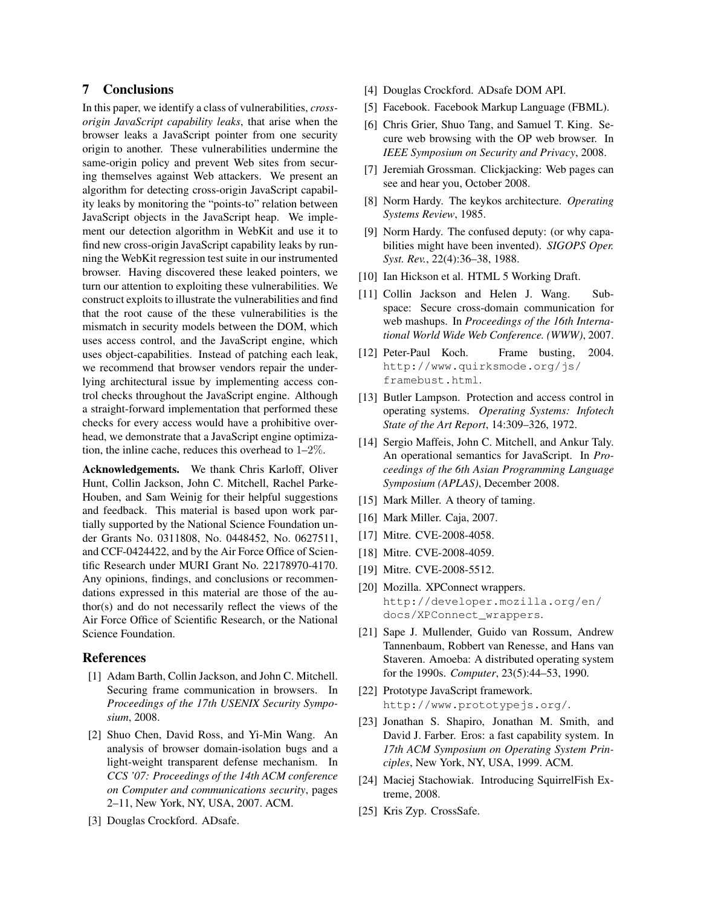## 7 Conclusions

In this paper, we identify a class of vulnerabilities, *cross-origin JavaScript capability leaks*, that arise when the browser leaks a JavaScript pointer from one security origin to another. These vulnerabilities undermine the same-origin policy and prevent Web sites from securing themselves against Web attackers. We present an algorithm for detecting cross-origin JavaScript capability leaks by monitoring the "points-to" relation between JavaScript objects in the JavaScript heap. We implement our detection algorithm in WebKit and use it to find new cross-origin JavaScript capability leaks by running the WebKit regression test suite in our instrumented browser. Having discovered these leaked pointers, we turn our attention to exploiting these vulnerabilities. We construct exploits to illustrate the vulnerabilities and find that the root cause of the these vulnerabilities is the mismatch in security models between the DOM, which uses access control, and the JavaScript engine, which uses object-capabilities. Instead of patching each leak, we recommend that browser vendors repair the underlying architectural issue by implementing access control checks throughout the JavaScript engine. Although a straight-forward implementation that performed these checks for every access would have a prohibitive overhead, we demonstrate that a JavaScript engine optimization, the inline cache, reduces this overhead to 1–2%.

**Acknowledgements.** We thank Chris Karloff, Oliver Hunt, Collin Jackson, John C. Mitchell, Rachel Parke-Houben, and Sam Weinig for their helpful suggestions and feedback. This material is based upon work partially supported by the National Science Foundation under Grants No. 0311808, No. 0448452, No. 0627511, and CCF-0424422, and by the Air Force Office of Scientific Research under MURI Grant No. 22178970-4170. Any opinions, findings, and conclusions or recommendations expressed in this material are those of the author(s) and do not necessarily reflect the views of the Air Force Office of Scientific Research, or the National Science Foundation.

## References

[1] Adam Barth, Collin Jackson, and John C. Mitchell. Securing frame communication in browsers. In *Proceedings of the 17th USENIX Security Symposium*, 2008.

[2] Shuo Chen, David Ross, and Yi-Min Wang. An analysis of browser domain-isolation bugs and a light-weight transparent defense mechanism. In *CCS '07: Proceedings of the 14th ACM conference on Computer and communications security*, pages 2–11, New York, NY, USA, 2007. ACM.

[3] Douglas Crockford. ADsafe.

[4] Douglas Crockford. ADsafe DOM API.

[5] Facebook. Facebook Markup Language (FBML).

[6] Chris Grier, Shuo Tang, and Samuel T. King. Secure web browsing with the OP web browser. In *IEEE Symposium on Security and Privacy*, 2008.

[7] Jeremiah Grossman. Clickjacking: Web pages can see and hear you, October 2008.

[8] Norm Hardy. The keykos architecture. *Operating Systems Review*, 1985.

[9] Norm Hardy. The confused deputy: (or why capabilities might have been invented). *SIGOPS Oper. Syst. Rev.*, 22(4):36–38, 1988.

[10] Ian Hickson et al. HTML 5 Working Draft.

[11] Collin Jackson and Helen J. Wang. Subspace: Secure cross-domain communication for web mashups. In *Proceedings of the 16th International World Wide Web Conference. (WWW)*, 2007.

[12] Peter-Paul Koch. Frame busting, 2004. http://www.quirksmode.org/js/framebust.html.

[13] Butler Lampson. Protection and access control in operating systems. *Operating Systems: Infotech State of the Art Report*, 14:309–326, 1972.

[14] Sergio Maffeis, John C. Mitchell, and Ankur Taly. An operational semantics for JavaScript. In *Proceedings of the 6th Asian Programming Language Symposium (APLAS)*, December 2008.

[15] Mark Miller. A theory of taming.

[16] Mark Miller. Caja, 2007.

[17] Mitre. CVE-2008-4058.

[18] Mitre. CVE-2008-4059.

[19] Mitre. CVE-2008-5512.

[20] Mozilla. XPConnect wrappers. http://developer.mozilla.org/en/docs/XPConnect_wrappers.

[21] Sape J. Mullender, Guido van Rossum, Andrew Tannenbaum, Robbert van Renesse, and Hans van Staveren. Amoeba: A distributed operating system for the 1990s. *Computer*, 23(5):44–53, 1990.

[22] Prototype JavaScript framework. http://www.prototypejs.org/.

[23] Jonathan S. Shapiro, Jonathan M. Smith, and David J. Farber. Eros: a fast capability system. In *17th ACM Symposium on Operating System Principles*, New York, NY, USA, 1999. ACM.

[24] Maciej Stachowiak. Introducing SquirrelFish Extreme, 2008.

[25] Kris Zyp. CrossSafe.